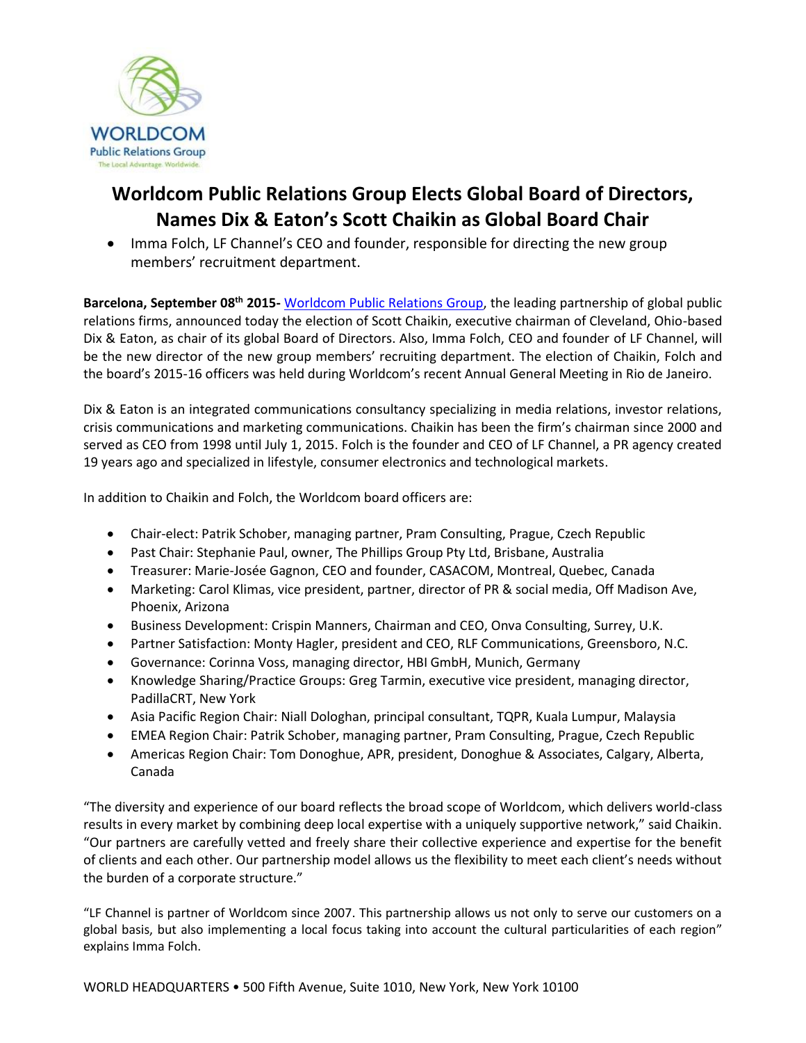# Worldcom Public Relations Group Elects Global Board of Directors, Names Dix & Eaton's Scott Chaikin as Global Board Chair

- Imma Folch, LF Channel's CEO and founder, responsible for directing the new group members' recruitment department.

**Barcelona, September 08th 2015-** Worldcom Public Relations Group, the leading partnership of global public relations firms, announced today the election of Scott Chaikin, executive chairman of Cleveland, Ohio-based Dix & Eaton, as chair of its global Board of Directors. Also, Imma Folch, CEO and founder of LF Channel, will be the new director of the new group members' recruiting department. The election of Chaikin, Folch and the board's 2015-16 officers was held during Worldcom's recent Annual General Meeting in Rio de Janeiro.

Dix & Eaton is an integrated communications consultancy specializing in media relations, investor relations, crisis communications and marketing communications. Chaikin has been the firm's chairman since 2000 and served as CEO from 1998 until July 1, 2015. Folch is the founder and CEO of LF Channel, a PR agency created 19 years ago and specialized in lifestyle, consumer electronics and technological markets.

In addition to Chaikin and Folch, the Worldcom board officers are:

- Chair-elect: Patrik Schober, managing partner, Pram Consulting, Prague, Czech Republic
- Past Chair: Stephanie Paul, owner, The Phillips Group Pty Ltd, Brisbane, Australia
- Treasurer: Marie-Josée Gagnon, CEO and founder, CASACOM, Montreal, Quebec, Canada
- Marketing: Carol Klimas, vice president, partner, director of PR & social media, Off Madison Ave, Phoenix, Arizona
- Business Development: Crispin Manners, Chairman and CEO, Onva Consulting, Surrey, U.K.
- Partner Satisfaction: Monty Hagler, president and CEO, RLF Communications, Greensboro, N.C.
- Governance: Corinna Voss, managing director, HBI GmbH, Munich, Germany
- Knowledge Sharing/Practice Groups: Greg Tarmin, executive vice president, managing director, PadillaCRT, New York
- Asia Pacific Region Chair: Niall Dologhan, principal consultant, TQPR, Kuala Lumpur, Malaysia
- EMEA Region Chair: Patrik Schober, managing partner, Pram Consulting, Prague, Czech Republic
- Americas Region Chair: Tom Donoghue, APR, president, Donoghue & Associates, Calgary, Alberta, Canada

"The diversity and experience of our board reflects the broad scope of Worldcom, which delivers world-class results in every market by combining deep local expertise with a uniquely supportive network," said Chaikin. "Our partners are carefully vetted and freely share their collective experience and expertise for the benefit of clients and each other. Our partnership model allows us the flexibility to meet each client's needs without the burden of a corporate structure."

"LF Channel is partner of Worldcom since 2007. This partnership allows us not only to serve our customers on a global basis, but also implementing a local focus taking into account the cultural particularities of each region" explains Imma Folch.

WORLD HEADQUARTERS • 500 Fifth Avenue, Suite 1010, New York, New York 10100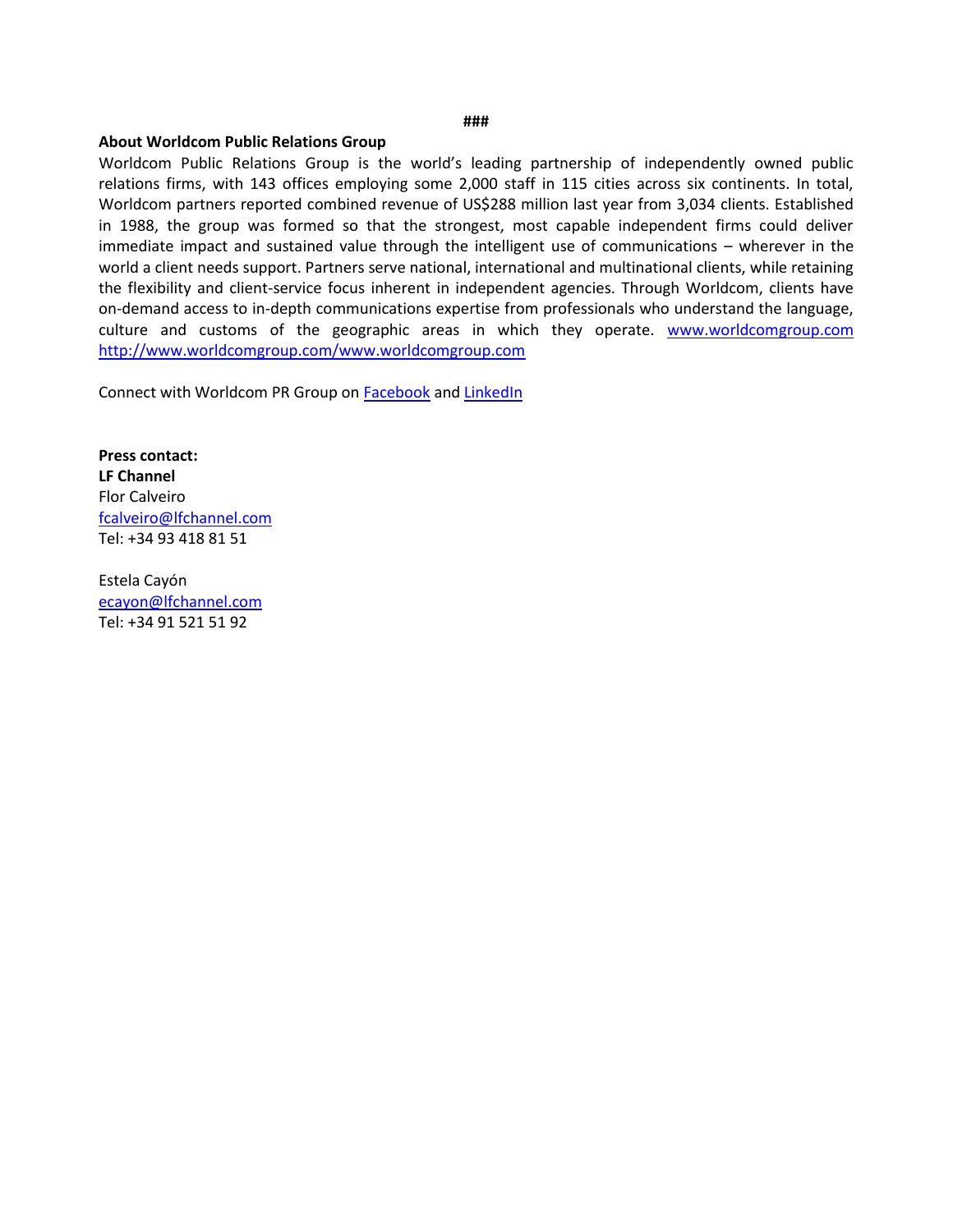###

**About Worldcom Public Relations Group**

Worldcom Public Relations Group is the world's leading partnership of independently owned public relations firms, with 143 offices employing some 2,000 staff in 115 cities across six continents. In total, Worldcom partners reported combined revenue of US$288 million last year from 3,034 clients. Established in 1988, the group was formed so that the strongest, most capable independent firms could deliver immediate impact and sustained value through the intelligent use of communications – wherever in the world a client needs support. Partners serve national, international and multinational clients, while retaining the flexibility and client-service focus inherent in independent agencies. Through Worldcom, clients have on-demand access to in-depth communications expertise from professionals who understand the language, culture and customs of the geographic areas in which they operate. www.worldcomgroup.com http://www.worldcomgroup.com/www.worldcomgroup.com

Connect with Worldcom PR Group on Facebook and LinkedIn

**Press contact:**
**LF Channel**
Flor Calveiro
fcalveiro@lfchannel.com
Tel: +34 93 418 81 51

Estela Cayón
ecayon@lfchannel.com
Tel: +34 91 521 51 92